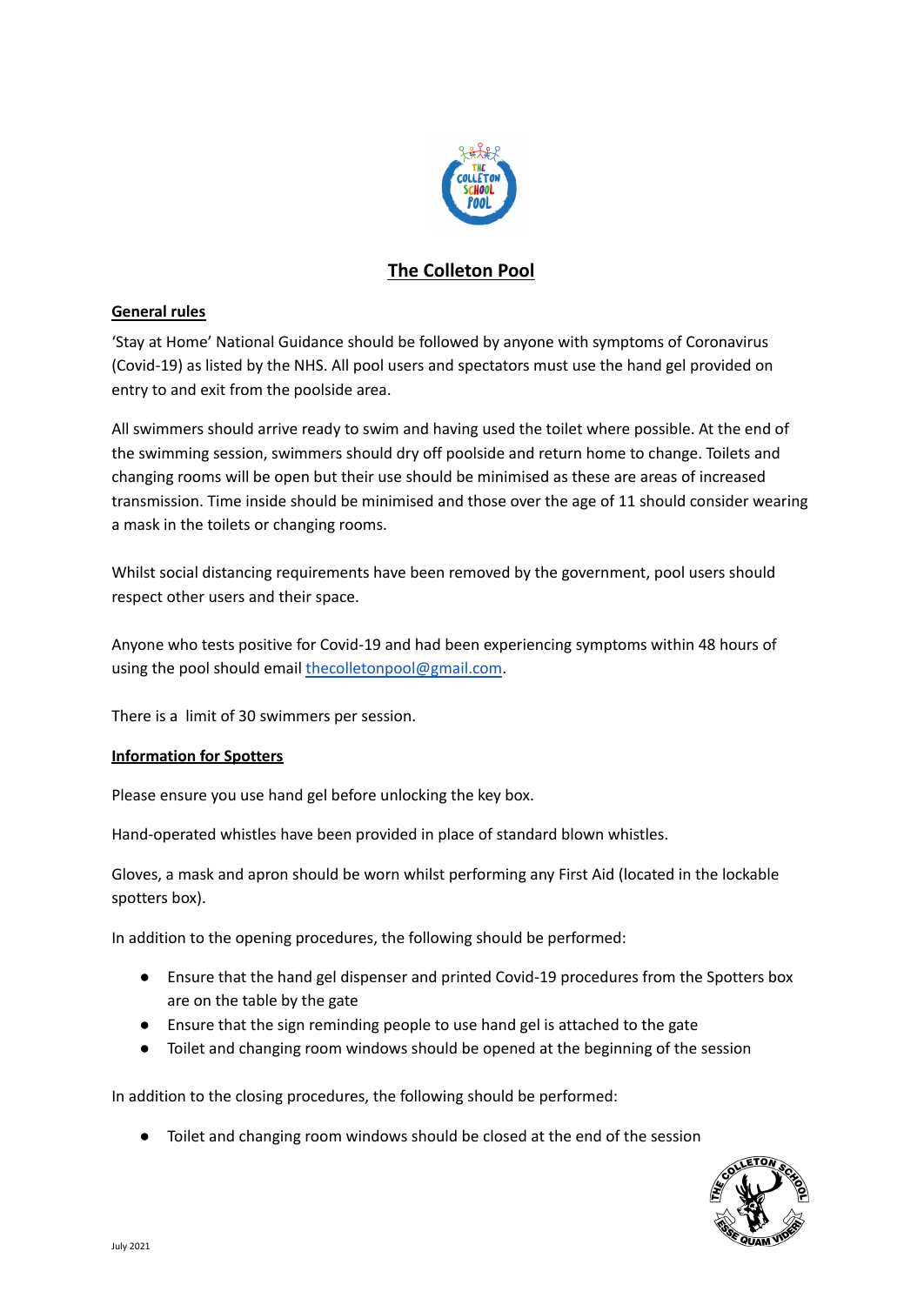# The Colleton Pool

## General rules

'Stay at Home' National Guidance should be followed by anyone with symptoms of Coronavirus (Covid-19) as listed by the NHS. All pool users and spectators must use the hand gel provided on entry to and exit from the poolside area.

All swimmers should arrive ready to swim and having used the toilet where possible. At the end of the swimming session, swimmers should dry off poolside and return home to change. Toilets and changing rooms will be open but their use should be minimised as these are areas of increased transmission. Time inside should be minimised and those over the age of 11 should consider wearing a mask in the toilets or changing rooms.

Whilst social distancing requirements have been removed by the government, pool users should respect other users and their space.

Anyone who tests positive for Covid-19 and had been experiencing symptoms within 48 hours of using the pool should email thecolletonpool@gmail.com.

There is a limit of 30 swimmers per session.

## Information for Spotters

Please ensure you use hand gel before unlocking the key box.

Hand-operated whistles have been provided in place of standard blown whistles.

Gloves, a mask and apron should be worn whilst performing any First Aid (located in the lockable spotters box).

In addition to the opening procedures, the following should be performed:

- Ensure that the hand gel dispenser and printed Covid-19 procedures from the Spotters box are on the table by the gate
- Ensure that the sign reminding people to use hand gel is attached to the gate
- Toilet and changing room windows should be opened at the beginning of the session

In addition to the closing procedures, the following should be performed:

- Toilet and changing room windows should be closed at the end of the session

July 2021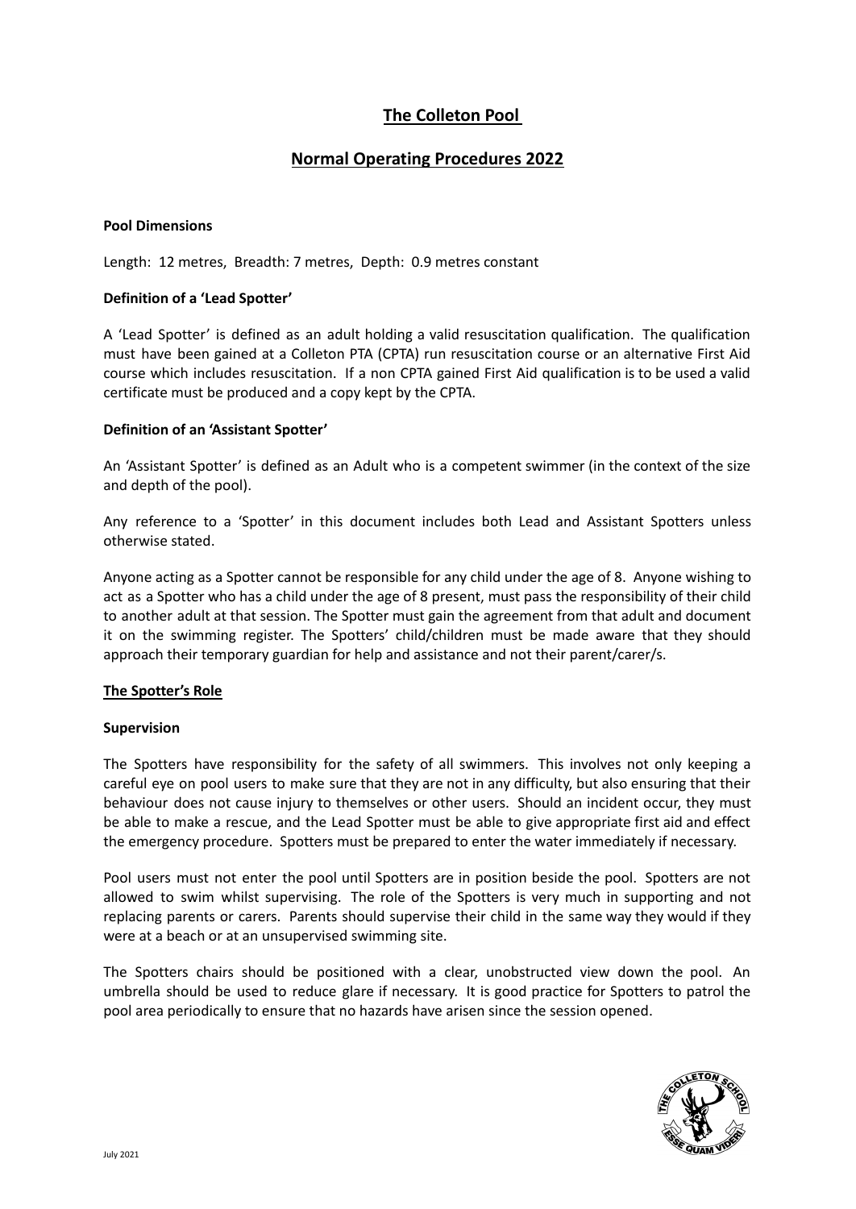# The Colleton Pool

## Normal Operating Procedures 2022

**Pool Dimensions**

Length: 12 metres, Breadth: 7 metres, Depth: 0.9 metres constant

**Definition of a 'Lead Spotter'**

A 'Lead Spotter' is defined as an adult holding a valid resuscitation qualification. The qualification must have been gained at a Colleton PTA (CPTA) run resuscitation course or an alternative First Aid course which includes resuscitation. If a non CPTA gained First Aid qualification is to be used a valid certificate must be produced and a copy kept by the CPTA.

**Definition of an 'Assistant Spotter'**

An 'Assistant Spotter' is defined as an Adult who is a competent swimmer (in the context of the size and depth of the pool).

Any reference to a 'Spotter' in this document includes both Lead and Assistant Spotters unless otherwise stated.

Anyone acting as a Spotter cannot be responsible for any child under the age of 8. Anyone wishing to act as a Spotter who has a child under the age of 8 present, must pass the responsibility of their child to another adult at that session. The Spotter must gain the agreement from that adult and document it on the swimming register. The Spotters' child/children must be made aware that they should approach their temporary guardian for help and assistance and not their parent/carer/s.

**The Spotter's Role**

**Supervision**

The Spotters have responsibility for the safety of all swimmers. This involves not only keeping a careful eye on pool users to make sure that they are not in any difficulty, but also ensuring that their behaviour does not cause injury to themselves or other users. Should an incident occur, they must be able to make a rescue, and the Lead Spotter must be able to give appropriate first aid and effect the emergency procedure. Spotters must be prepared to enter the water immediately if necessary.

Pool users must not enter the pool until Spotters are in position beside the pool. Spotters are not allowed to swim whilst supervising. The role of the Spotters is very much in supporting and not replacing parents or carers. Parents should supervise their child in the same way they would if they were at a beach or at an unsupervised swimming site.

The Spotters chairs should be positioned with a clear, unobstructed view down the pool. An umbrella should be used to reduce glare if necessary. It is good practice for Spotters to patrol the pool area periodically to ensure that no hazards have arisen since the session opened.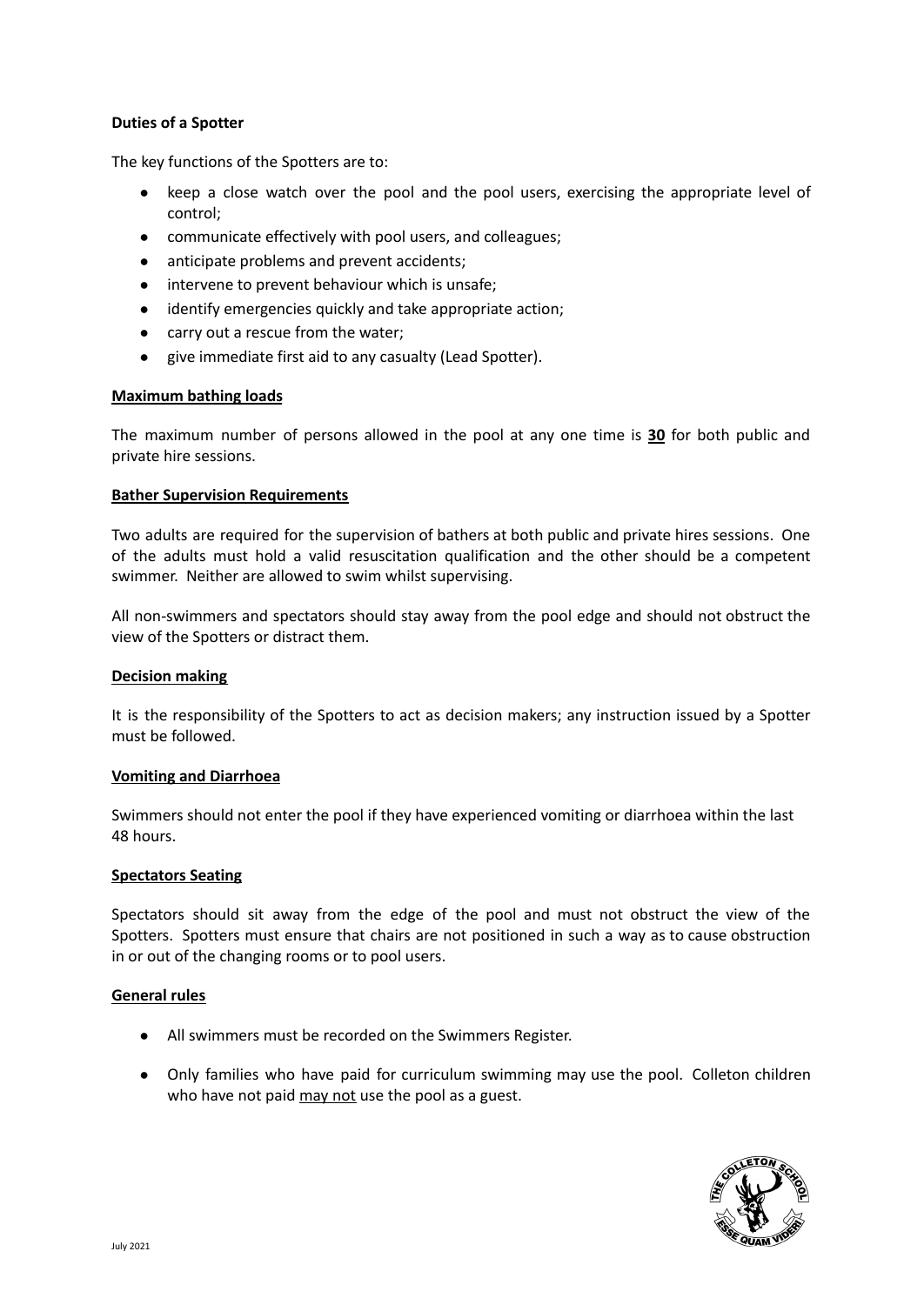**Duties of a Spotter**

The key functions of the Spotters are to:

- keep a close watch over the pool and the pool users, exercising the appropriate level of control;
- communicate effectively with pool users, and colleagues;
- anticipate problems and prevent accidents;
- intervene to prevent behaviour which is unsafe;
- identify emergencies quickly and take appropriate action;
- carry out a rescue from the water;
- give immediate first aid to any casualty (Lead Spotter).

**Maximum bathing loads**

The maximum number of persons allowed in the pool at any one time is **30** for both public and private hire sessions.

**Bather Supervision Requirements**

Two adults are required for the supervision of bathers at both public and private hires sessions. One of the adults must hold a valid resuscitation qualification and the other should be a competent swimmer. Neither are allowed to swim whilst supervising.

All non-swimmers and spectators should stay away from the pool edge and should not obstruct the view of the Spotters or distract them.

**Decision making**

It is the responsibility of the Spotters to act as decision makers; any instruction issued by a Spotter must be followed.

**Vomiting and Diarrhoea**

Swimmers should not enter the pool if they have experienced vomiting or diarrhoea within the last 48 hours.

**Spectators Seating**

Spectators should sit away from the edge of the pool and must not obstruct the view of the Spotters. Spotters must ensure that chairs are not positioned in such a way as to cause obstruction in or out of the changing rooms or to pool users.

**General rules**

- All swimmers must be recorded on the Swimmers Register.
- Only families who have paid for curriculum swimming may use the pool. Colleton children who have not paid may not use the pool as a guest.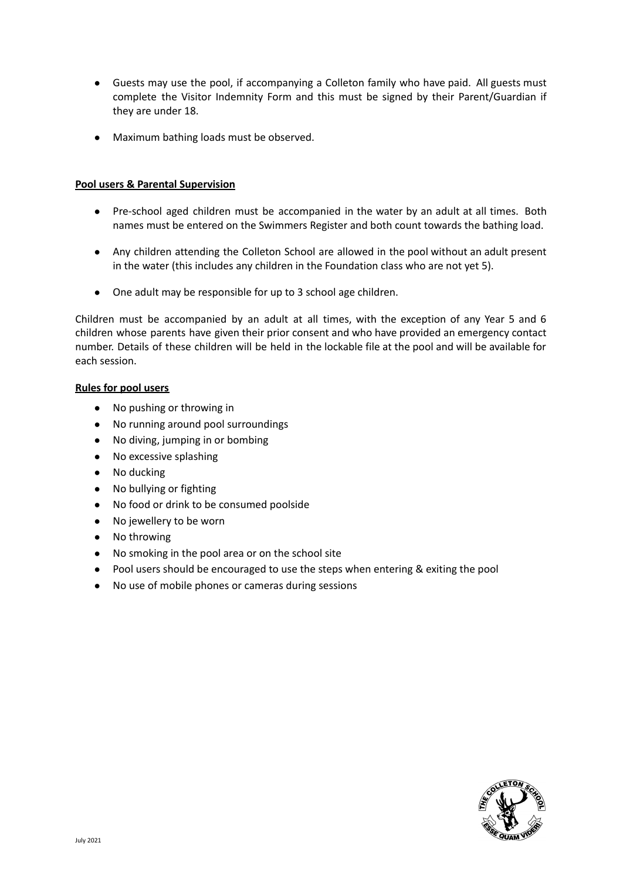- Guests may use the pool, if accompanying a Colleton family who have paid. All guests must complete the Visitor Indemnity Form and this must be signed by their Parent/Guardian if they are under 18.

- Maximum bathing loads must be observed.

**Pool users & Parental Supervision**

- Pre-school aged children must be accompanied in the water by an adult at all times. Both names must be entered on the Swimmers Register and both count towards the bathing load.

- Any children attending the Colleton School are allowed in the pool without an adult present in the water (this includes any children in the Foundation class who are not yet 5).

- One adult may be responsible for up to 3 school age children.

Children must be accompanied by an adult at all times, with the exception of any Year 5 and 6 children whose parents have given their prior consent and who have provided an emergency contact number. Details of these children will be held in the lockable file at the pool and will be available for each session.

**Rules for pool users**

- No pushing or throwing in
- No running around pool surroundings
- No diving, jumping in or bombing
- No excessive splashing
- No ducking
- No bullying or fighting
- No food or drink to be consumed poolside
- No jewellery to be worn
- No throwing
- No smoking in the pool area or on the school site
- Pool users should be encouraged to use the steps when entering & exiting the pool
- No use of mobile phones or cameras during sessions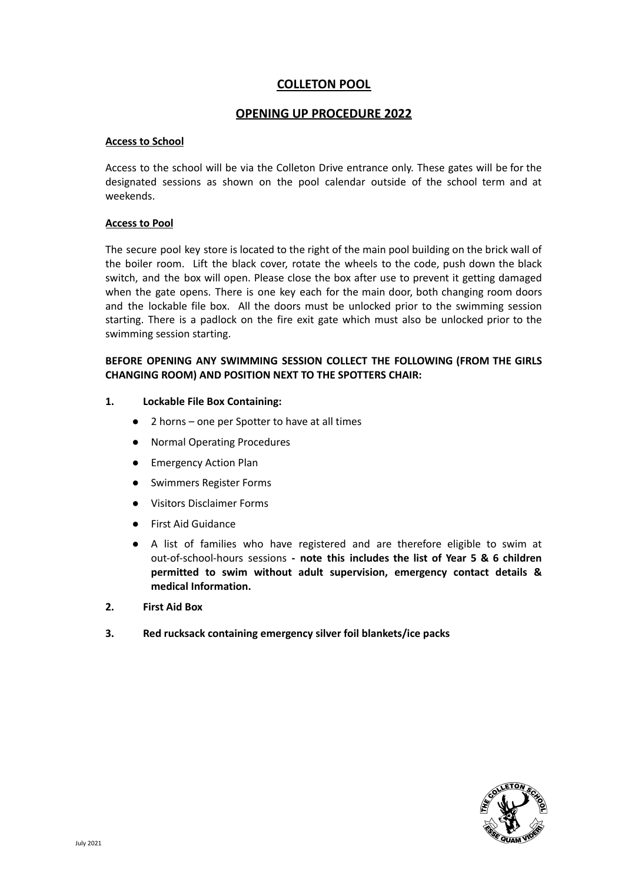# COLLETON POOL

## OPENING UP PROCEDURE 2022

### Access to School

Access to the school will be via the Colleton Drive entrance only. These gates will be for the designated sessions as shown on the pool calendar outside of the school term and at weekends.

### Access to Pool

The secure pool key store is located to the right of the main pool building on the brick wall of the boiler room. Lift the black cover, rotate the wheels to the code, push down the black switch, and the box will open. Please close the box after use to prevent it getting damaged when the gate opens. There is one key each for the main door, both changing room doors and the lockable file box. All the doors must be unlocked prior to the swimming session starting. There is a padlock on the fire exit gate which must also be unlocked prior to the swimming session starting.

**BEFORE OPENING ANY SWIMMING SESSION COLLECT THE FOLLOWING (FROM THE GIRLS CHANGING ROOM) AND POSITION NEXT TO THE SPOTTERS CHAIR:**

1. **Lockable File Box Containing:**
   - 2 horns – one per Spotter to have at all times
   - Normal Operating Procedures
   - Emergency Action Plan
   - Swimmers Register Forms
   - Visitors Disclaimer Forms
   - First Aid Guidance
   - A list of families who have registered and are therefore eligible to swim at out-of-school-hours sessions **- note this includes the list of Year 5 & 6 children permitted to swim without adult supervision, emergency contact details & medical Information.**
2. **First Aid Box**
3. **Red rucksack containing emergency silver foil blankets/ice packs**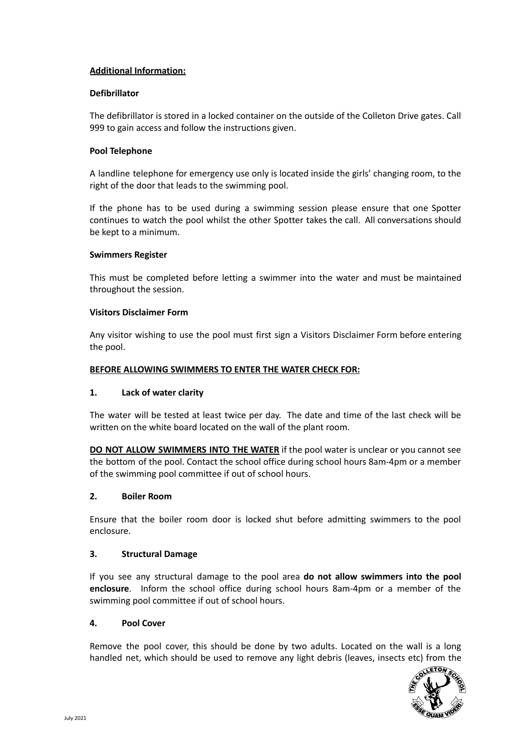**Additional Information:**

**Defibrillator**

The defibrillator is stored in a locked container on the outside of the Colleton Drive gates. Call 999 to gain access and follow the instructions given.

**Pool Telephone**

A landline telephone for emergency use only is located inside the girls' changing room, to the right of the door that leads to the swimming pool.

If the phone has to be used during a swimming session please ensure that one Spotter continues to watch the pool whilst the other Spotter takes the call. All conversations should be kept to a minimum.

**Swimmers Register**

This must be completed before letting a swimmer into the water and must be maintained throughout the session.

**Visitors Disclaimer Form**

Any visitor wishing to use the pool must first sign a Visitors Disclaimer Form before entering the pool.

**BEFORE ALLOWING SWIMMERS TO ENTER THE WATER CHECK FOR:**

**1. Lack of water clarity**

The water will be tested at least twice per day. The date and time of the last check will be written on the white board located on the wall of the plant room.

**DO NOT ALLOW SWIMMERS INTO THE WATER** if the pool water is unclear or you cannot see the bottom of the pool. Contact the school office during school hours 8am-4pm or a member of the swimming pool committee if out of school hours.

**2. Boiler Room**

Ensure that the boiler room door is locked shut before admitting swimmers to the pool enclosure.

**3. Structural Damage**

If you see any structural damage to the pool area **do not allow swimmers into the pool enclosure**. Inform the school office during school hours 8am-4pm or a member of the swimming pool committee if out of school hours.

**4. Pool Cover**

Remove the pool cover, this should be done by two adults. Located on the wall is a long handled net, which should be used to remove any light debris (leaves, insects etc) from the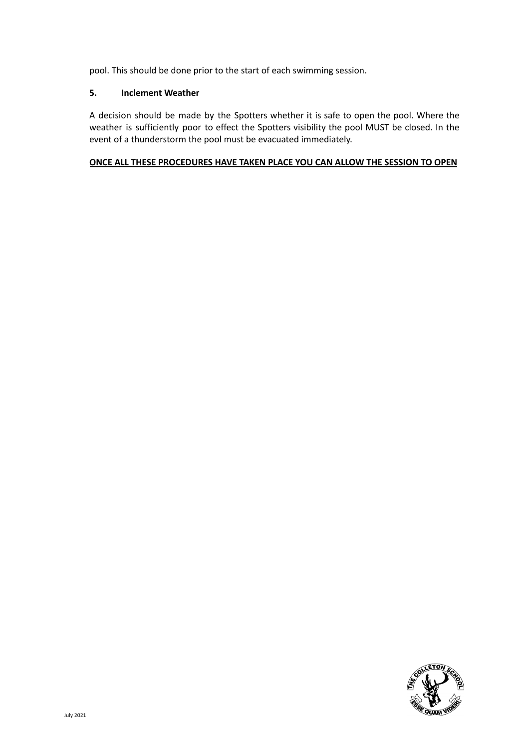pool. This should be done prior to the start of each swimming session.

**5. Inclement Weather**

A decision should be made by the Spotters whether it is safe to open the pool. Where the weather is sufficiently poor to effect the Spotters visibility the pool MUST be closed. In the event of a thunderstorm the pool must be evacuated immediately.

**<u>ONCE ALL THESE PROCEDURES HAVE TAKEN PLACE YOU CAN ALLOW THE SESSION TO OPEN</u>**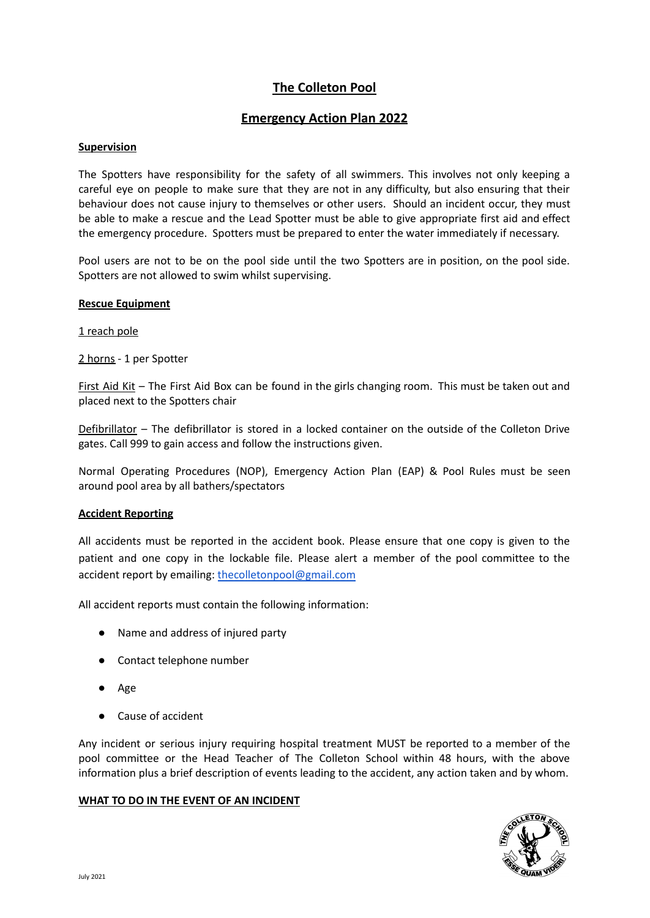# The Colleton Pool

## Emergency Action Plan 2022

**Supervision**

The Spotters have responsibility for the safety of all swimmers. This involves not only keeping a careful eye on people to make sure that they are not in any difficulty, but also ensuring that their behaviour does not cause injury to themselves or other users. Should an incident occur, they must be able to make a rescue and the Lead Spotter must be able to give appropriate first aid and effect the emergency procedure. Spotters must be prepared to enter the water immediately if necessary.

Pool users are not to be on the pool side until the two Spotters are in position, on the pool side. Spotters are not allowed to swim whilst supervising.

**Rescue Equipment**

1 reach pole

2 horns - 1 per Spotter

First Aid Kit – The First Aid Box can be found in the girls changing room. This must be taken out and placed next to the Spotters chair

Defibrillator – The defibrillator is stored in a locked container on the outside of the Colleton Drive gates. Call 999 to gain access and follow the instructions given.

Normal Operating Procedures (NOP), Emergency Action Plan (EAP) & Pool Rules must be seen around pool area by all bathers/spectators

**Accident Reporting**

All accidents must be reported in the accident book. Please ensure that one copy is given to the patient and one copy in the lockable file. Please alert a member of the pool committee to the accident report by emailing: thecolletonpool@gmail.com

All accident reports must contain the following information:

- Name and address of injured party
- Contact telephone number
- Age
- Cause of accident

Any incident or serious injury requiring hospital treatment MUST be reported to a member of the pool committee or the Head Teacher of The Colleton School within 48 hours, with the above information plus a brief description of events leading to the accident, any action taken and by whom.

**WHAT TO DO IN THE EVENT OF AN INCIDENT**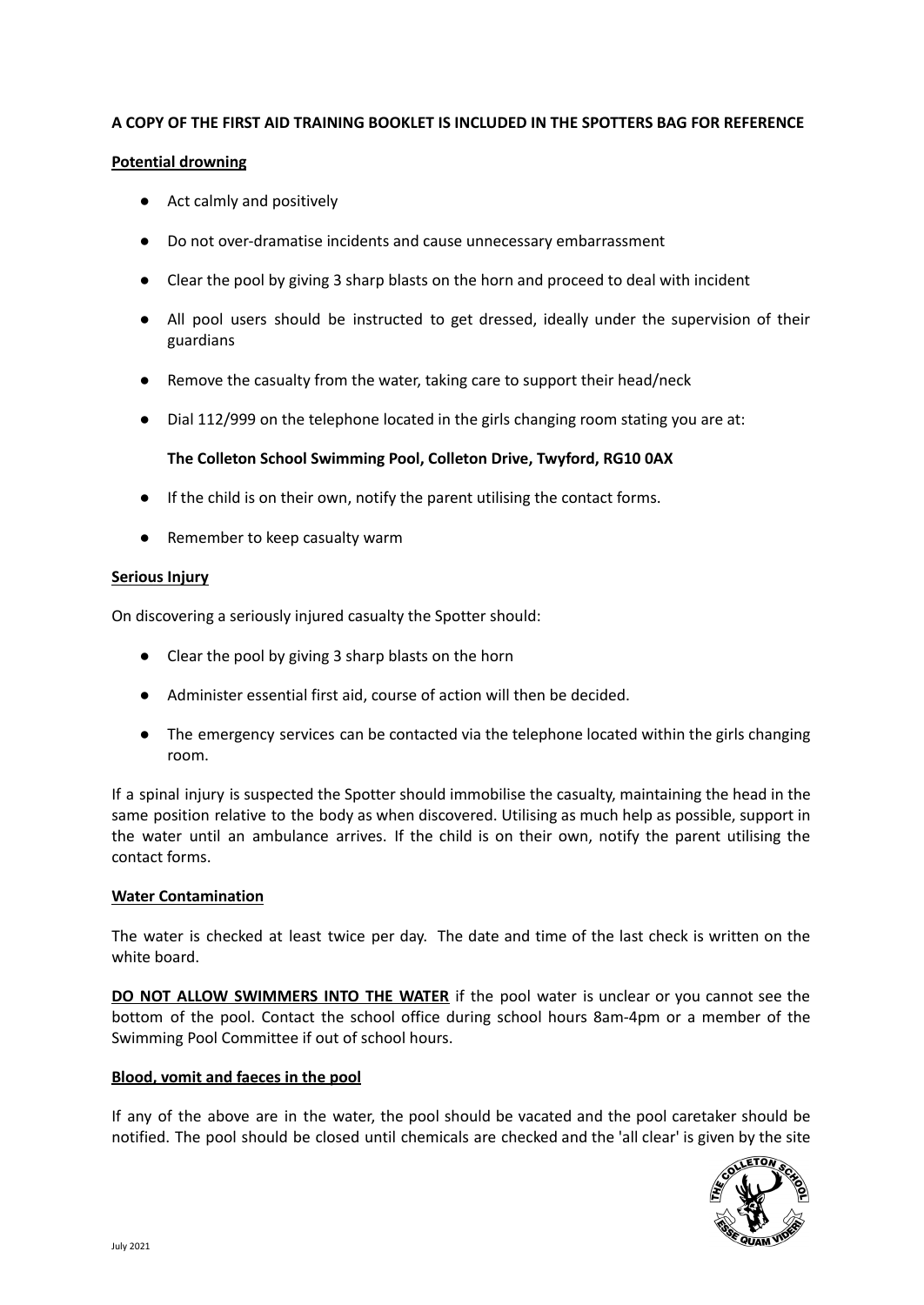**A COPY OF THE FIRST AID TRAINING BOOKLET IS INCLUDED IN THE SPOTTERS BAG FOR REFERENCE**

**Potential drowning**

- Act calmly and positively
- Do not over-dramatise incidents and cause unnecessary embarrassment
- Clear the pool by giving 3 sharp blasts on the horn and proceed to deal with incident
- All pool users should be instructed to get dressed, ideally under the supervision of their guardians
- Remove the casualty from the water, taking care to support their head/neck
- Dial 112/999 on the telephone located in the girls changing room stating you are at:

  **The Colleton School Swimming Pool, Colleton Drive, Twyford, RG10 0AX**

- If the child is on their own, notify the parent utilising the contact forms.
- Remember to keep casualty warm

**Serious Injury**

On discovering a seriously injured casualty the Spotter should:

- Clear the pool by giving 3 sharp blasts on the horn
- Administer essential first aid, course of action will then be decided.
- The emergency services can be contacted via the telephone located within the girls changing room.

If a spinal injury is suspected the Spotter should immobilise the casualty, maintaining the head in the same position relative to the body as when discovered. Utilising as much help as possible, support in the water until an ambulance arrives. If the child is on their own, notify the parent utilising the contact forms.

**Water Contamination**

The water is checked at least twice per day. The date and time of the last check is written on the white board.

**DO NOT ALLOW SWIMMERS INTO THE WATER** if the pool water is unclear or you cannot see the bottom of the pool. Contact the school office during school hours 8am-4pm or a member of the Swimming Pool Committee if out of school hours.

**Blood, vomit and faeces in the pool**

If any of the above are in the water, the pool should be vacated and the pool caretaker should be notified. The pool should be closed until chemicals are checked and the 'all clear' is given by the site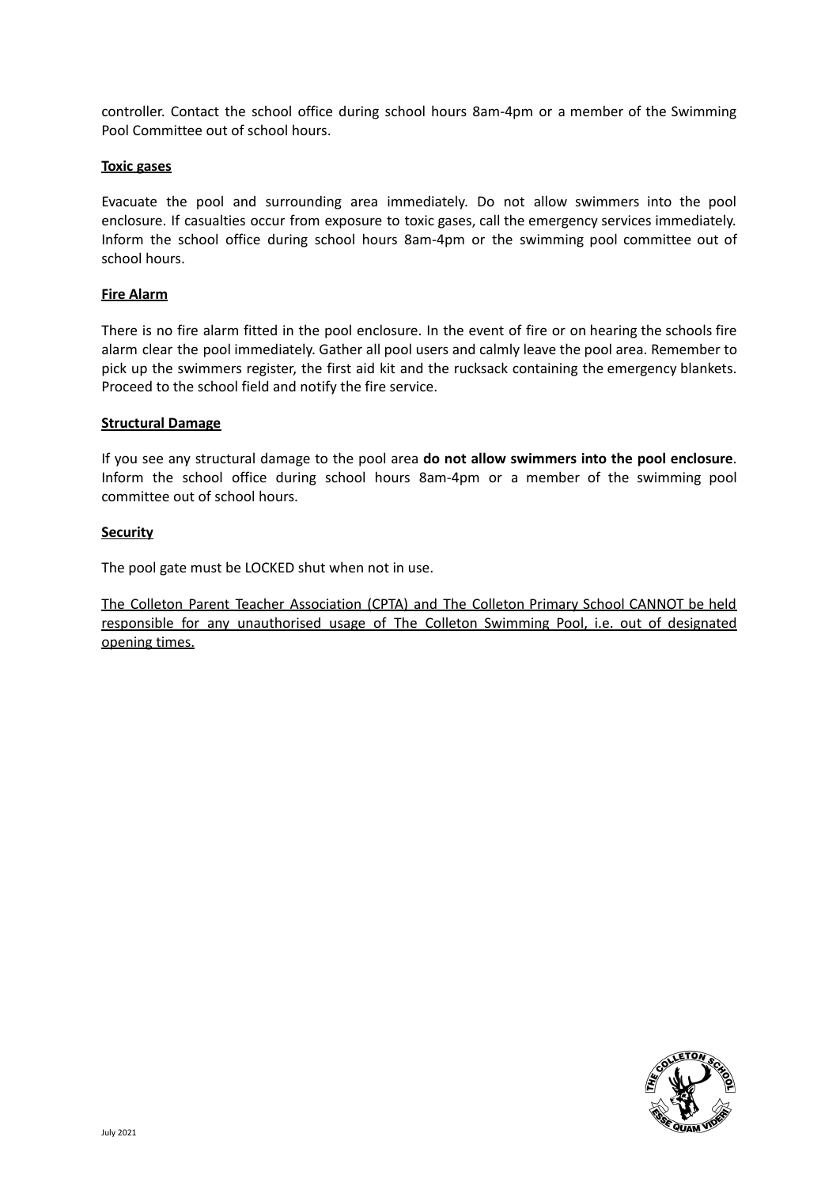controller. Contact the school office during school hours 8am-4pm or a member of the Swimming Pool Committee out of school hours.

**Toxic gases**

Evacuate the pool and surrounding area immediately. Do not allow swimmers into the pool enclosure. If casualties occur from exposure to toxic gases, call the emergency services immediately. Inform the school office during school hours 8am-4pm or the swimming pool committee out of school hours.

**Fire Alarm**

There is no fire alarm fitted in the pool enclosure. In the event of fire or on hearing the schools fire alarm clear the pool immediately. Gather all pool users and calmly leave the pool area. Remember to pick up the swimmers register, the first aid kit and the rucksack containing the emergency blankets. Proceed to the school field and notify the fire service.

**Structural Damage**

If you see any structural damage to the pool area **do not allow swimmers into the pool enclosure**. Inform the school office during school hours 8am-4pm or a member of the swimming pool committee out of school hours.

**Security**

The pool gate must be LOCKED shut when not in use.

The Colleton Parent Teacher Association (CPTA) and The Colleton Primary School CANNOT be held responsible for any unauthorised usage of The Colleton Swimming Pool, i.e. out of designated opening times.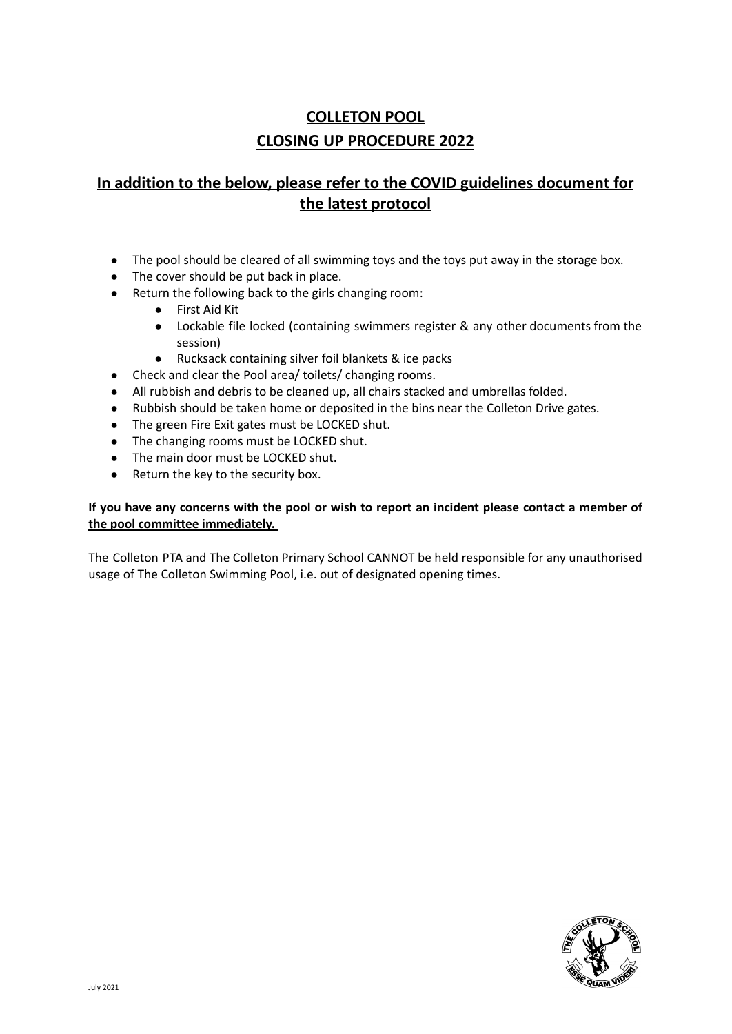# COLLETON POOL

# CLOSING UP PROCEDURE 2022

## In addition to the below, please refer to the COVID guidelines document for the latest protocol

- The pool should be cleared of all swimming toys and the toys put away in the storage box.
- The cover should be put back in place.
- Return the following back to the girls changing room:
  - First Aid Kit
  - Lockable file locked (containing swimmers register & any other documents from the session)
  - Rucksack containing silver foil blankets & ice packs
- Check and clear the Pool area/ toilets/ changing rooms.
- All rubbish and debris to be cleaned up, all chairs stacked and umbrellas folded.
- Rubbish should be taken home or deposited in the bins near the Colleton Drive gates.
- The green Fire Exit gates must be LOCKED shut.
- The changing rooms must be LOCKED shut.
- The main door must be LOCKED shut.
- Return the key to the security box.

**If you have any concerns with the pool or wish to report an incident please contact a member of the pool committee immediately.**

The Colleton PTA and The Colleton Primary School CANNOT be held responsible for any unauthorised usage of The Colleton Swimming Pool, i.e. out of designated opening times.

July 2021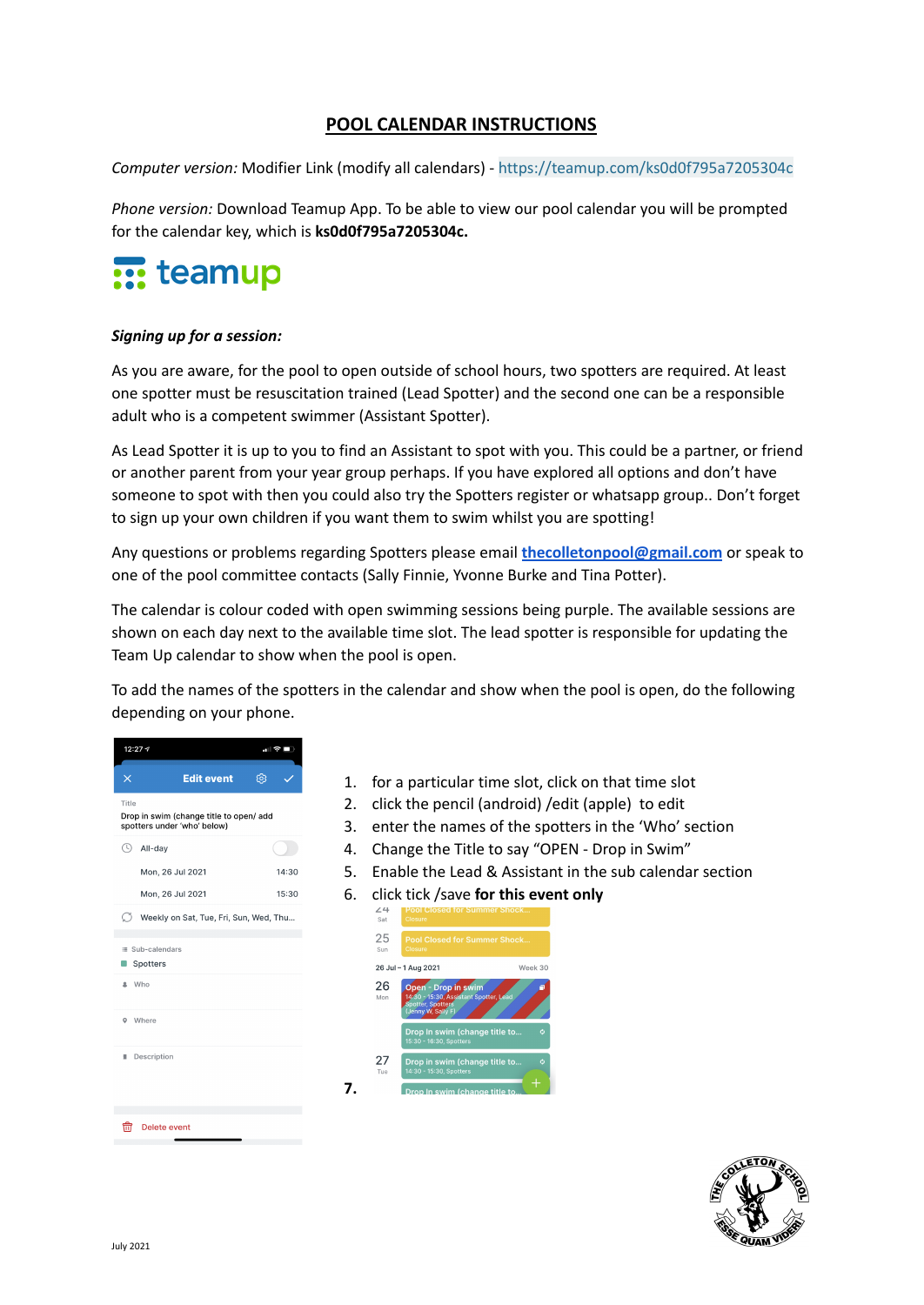# POOL CALENDAR INSTRUCTIONS

*Computer version:* Modifier Link (modify all calendars) - https://teamup.com/ks0d0f795a7205304c

*Phone version:* Download Teamup App. To be able to view our pool calendar you will be prompted for the calendar key, which is **ks0d0f795a7205304c.**

teamup

***Signing up for a session:***

As you are aware, for the pool to open outside of school hours, two spotters are required. At least one spotter must be resuscitation trained (Lead Spotter) and the second one can be a responsible adult who is a competent swimmer (Assistant Spotter).

As Lead Spotter it is up to you to find an Assistant to spot with you. This could be a partner, or friend or another parent from your year group perhaps. If you have explored all options and don't have someone to spot with then you could also try the Spotters register or whatsapp group.. Don't forget to sign up your own children if you want them to swim whilst you are spotting!

Any questions or problems regarding Spotters please email thecolletonpool@gmail.com or speak to one of the pool committee contacts (Sally Finnie, Yvonne Burke and Tina Potter).

The calendar is colour coded with open swimming sessions being purple. The available sessions are shown on each day next to the available time slot. The lead spotter is responsible for updating the Team Up calendar to show when the pool is open.

To add the names of the spotters in the calendar and show when the pool is open, do the following depending on your phone.

1. for a particular time slot, click on that time slot
2. click the pencil (android) /edit (apple) to edit
3. enter the names of the spotters in the 'Who' section
4. Change the Title to say "OPEN - Drop in Swim"
5. Enable the Lead & Assistant in the sub calendar section
6. click tick /save **for this event only**
7.

July 2021